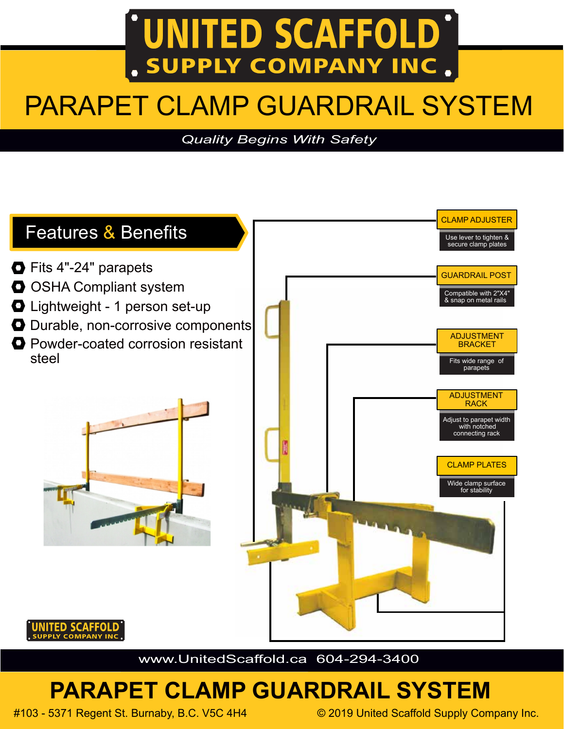# UNITED SCAFFOLD SUPPLY COMPANY INC

# PARAPET CLAMP GUARDRAIL SYSTEM

*Quality Begins With Safety*

## Features & Benefits

- Fits 4"-24" parapets
- OSHA Compliant system
- Lightweight - 1 person set-up
- Durable, non-corrosive components
- Powder-coated corrosion resistant steel

**CLAMP ADJUSTER**
Use lever to tighten & secure clamp plates

**GUARDRAIL POST**
Compatible with 2"X4" & snap on metal rails

**ADJUSTMENT BRACKET**
Fits wide range of parapets

**ADJUSTMENT RACK**
Adjust to parapet width with notched connecting rack

**CLAMP PLATES**
Wide clamp surface for stability

UNITED SCAFFOLD SUPPLY COMPANY INC

www.UnitedScaffold.ca 604-294-3400

## PARAPET CLAMP GUARDRAIL SYSTEM

#103 - 5371 Regent St. Burnaby, B.C. V5C 4H4

© 2019 United Scaffold Supply Company Inc.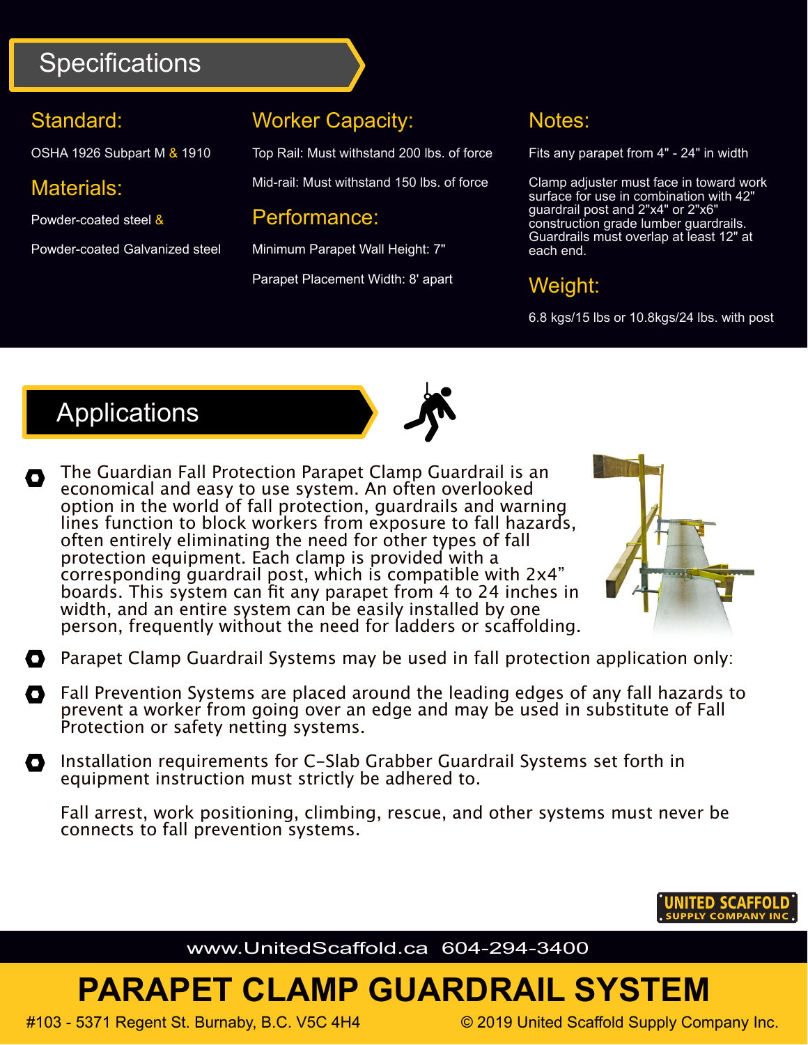## Specifications

### Standard:

OSHA 1926 Subpart M & 1910

### Materials:

Powder-coated steel &

Powder-coated Galvanized steel

### Worker Capacity:

Top Rail: Must withstand 200 lbs. of force

Mid-rail: Must withstand 150 lbs. of force

### Performance:

Minimum Parapet Wall Height: 7"

Parapet Placement Width: 8' apart

### Notes:

Fits any parapet from 4" - 24" in width

Clamp adjuster must face in toward work surface for use in combination with 42" guardrail post and 2"x4" or 2"x6" construction grade lumber guardrails. Guardrails must overlap at least 12" at each end.

### Weight:

6.8 kgs/15 lbs or 10.8kgs/24 lbs. with post

## Applications

- The Guardian Fall Protection Parapet Clamp Guardrail is an economical and easy to use system. An often overlooked option in the world of fall protection, guardrails and warning lines function to block workers from exposure to fall hazards, often entirely eliminating the need for other types of fall protection equipment. Each clamp is provided with a corresponding guardrail post, which is compatible with 2x4" boards. This system can fit any parapet from 4 to 24 inches in width, and an entire system can be easily installed by one person, frequently without the need for ladders or scaffolding.
- Parapet Clamp Guardrail Systems may be used in fall protection application only:
- Fall Prevention Systems are placed around the leading edges of any fall hazards to prevent a worker from going over an edge and may be used in substitute of Fall Protection or safety netting systems.
- Installation requirements for C-Slab Grabber Guardrail Systems set forth in equipment instruction must strictly be adhered to.

  Fall arrest, work positioning, climbing, rescue, and other systems must never be connects to fall prevention systems.

UNITED SCAFFOLD SUPPLY COMPANY INC

www.UnitedScaffold.ca 604-294-3400

# PARAPET CLAMP GUARDRAIL SYSTEM

#103 - 5371 Regent St. Burnaby, B.C. V5C 4H4

© 2019 United Scaffold Supply Company Inc.